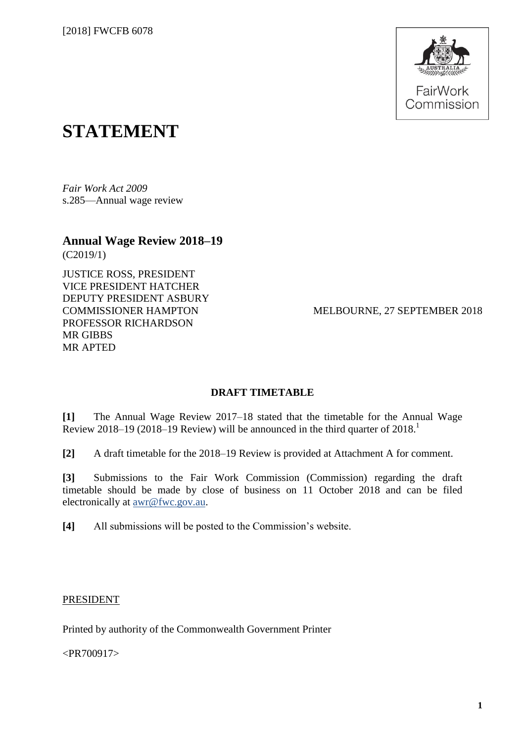[2018] FWCFB 6078

# STATEMENT

*Fair Work Act 2009*
s.285—Annual wage review

## Annual Wage Review 2018–19

(C2019/1)

JUSTICE ROSS, PRESIDENT
VICE PRESIDENT HATCHER
DEPUTY PRESIDENT ASBURY
COMMISSIONER HAMPTON
PROFESSOR RICHARDSON
MR GIBBS
MR APTED

MELBOURNE, 27 SEPTEMBER 2018

**DRAFT TIMETABLE**

**[1]** The Annual Wage Review 2017–18 stated that the timetable for the Annual Wage Review 2018–19 (2018–19 Review) will be announced in the third quarter of 2018.[1]

**[2]** A draft timetable for the 2018–19 Review is provided at Attachment A for comment.

**[3]** Submissions to the Fair Work Commission (Commission) regarding the draft timetable should be made by close of business on 11 October 2018 and can be filed electronically at awr@fwc.gov.au.

**[4]** All submissions will be posted to the Commission's website.

PRESIDENT

Printed by authority of the Commonwealth Government Printer

<PR700917>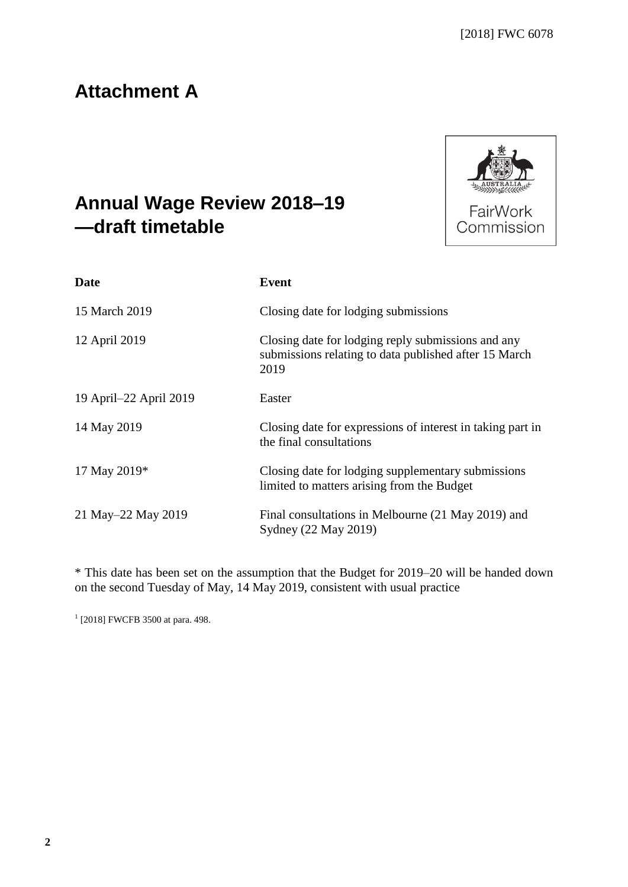# Attachment A

## Annual Wage Review 2018–19 —draft timetable

| Date | Event |
|---|---|
| 15 March 2019 | Closing date for lodging submissions |
| 12 April 2019 | Closing date for lodging reply submissions and any submissions relating to data published after 15 March 2019 |
| 19 April–22 April 2019 | Easter |
| 14 May 2019 | Closing date for expressions of interest in taking part in the final consultations |
| 17 May 2019* | Closing date for lodging supplementary submissions limited to matters arising from the Budget |
| 21 May–22 May 2019 | Final consultations in Melbourne (21 May 2019) and Sydney (22 May 2019) |

* This date has been set on the assumption that the Budget for 2019–20 will be handed down on the second Tuesday of May, 14 May 2019, consistent with usual practice

[1] [2018] FWCFB 3500 at para. 498.